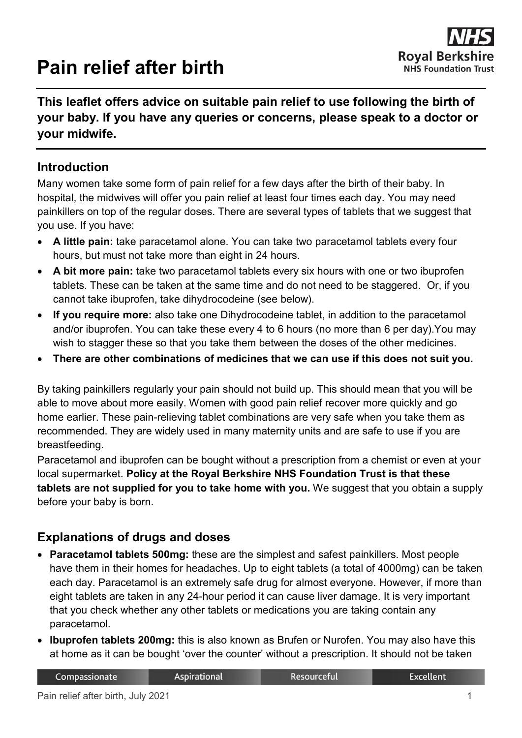# Pain relief after birth

**This leaflet offers advice on suitable pain relief to use following the birth of your baby. If you have any queries or concerns, please speak to a doctor or your midwife.**

## Introduction

Many women take some form of pain relief for a few days after the birth of their baby. In hospital, the midwives will offer you pain relief at least four times each day. You may need painkillers on top of the regular doses. There are several types of tablets that we suggest that you use. If you have:

- **A little pain:** take paracetamol alone. You can take two paracetamol tablets every four hours, but must not take more than eight in 24 hours.
- **A bit more pain:** take two paracetamol tablets every six hours with one or two ibuprofen tablets. These can be taken at the same time and do not need to be staggered. Or, if you cannot take ibuprofen, take dihydrocodeine (see below).
- **If you require more:** also take one Dihydrocodeine tablet, in addition to the paracetamol and/or ibuprofen. You can take these every 4 to 6 hours (no more than 6 per day).You may wish to stagger these so that you take them between the doses of the other medicines.
- **There are other combinations of medicines that we can use if this does not suit you.**

By taking painkillers regularly your pain should not build up. This should mean that you will be able to move about more easily. Women with good pain relief recover more quickly and go home earlier. These pain-relieving tablet combinations are very safe when you take them as recommended. They are widely used in many maternity units and are safe to use if you are breastfeeding.

Paracetamol and ibuprofen can be bought without a prescription from a chemist or even at your local supermarket. **Policy at the Royal Berkshire NHS Foundation Trust is that these tablets are not supplied for you to take home with you.** We suggest that you obtain a supply before your baby is born.

## Explanations of drugs and doses

- **Paracetamol tablets 500mg:** these are the simplest and safest painkillers. Most people have them in their homes for headaches. Up to eight tablets (a total of 4000mg) can be taken each day. Paracetamol is an extremely safe drug for almost everyone. However, if more than eight tablets are taken in any 24-hour period it can cause liver damage. It is very important that you check whether any other tablets or medications you are taking contain any paracetamol.
- **Ibuprofen tablets 200mg:** this is also known as Brufen or Nurofen. You may also have this at home as it can be bought 'over the counter' without a prescription. It should not be taken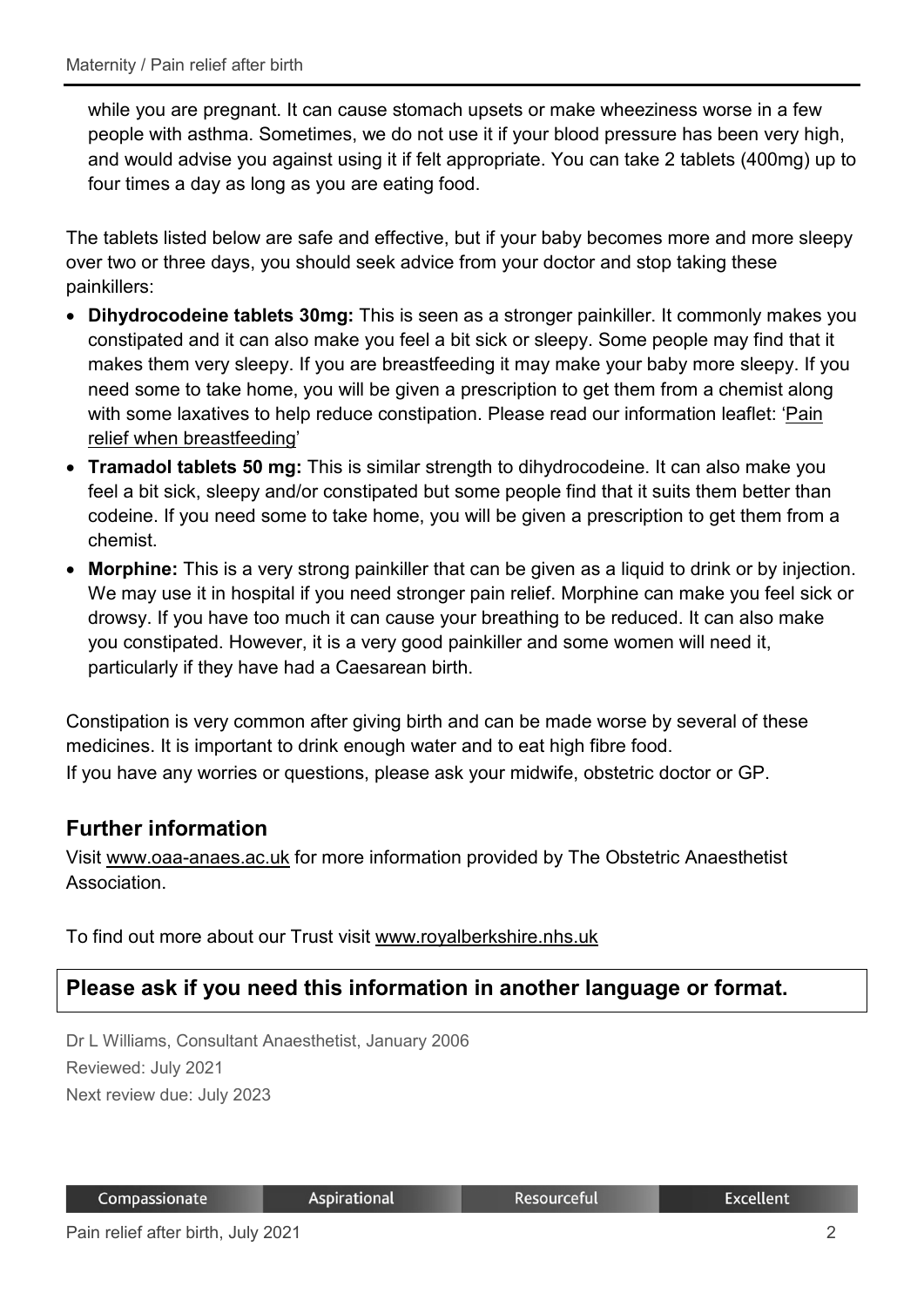while you are pregnant. It can cause stomach upsets or make wheeziness worse in a few people with asthma. Sometimes, we do not use it if your blood pressure has been very high, and would advise you against using it if felt appropriate. You can take 2 tablets (400mg) up to four times a day as long as you are eating food.

The tablets listed below are safe and effective, but if your baby becomes more and more sleepy over two or three days, you should seek advice from your doctor and stop taking these painkillers:

- **Dihydrocodeine tablets 30mg:** This is seen as a stronger painkiller. It commonly makes you constipated and it can also make you feel a bit sick or sleepy. Some people may find that it makes them very sleepy. If you are breastfeeding it may make your baby more sleepy. If you need some to take home, you will be given a prescription to get them from a chemist along with some laxatives to help reduce constipation. Please read our information leaflet: 'Pain relief when breastfeeding'
- **Tramadol tablets 50 mg:** This is similar strength to dihydrocodeine. It can also make you feel a bit sick, sleepy and/or constipated but some people find that it suits them better than codeine. If you need some to take home, you will be given a prescription to get them from a chemist.
- **Morphine:** This is a very strong painkiller that can be given as a liquid to drink or by injection. We may use it in hospital if you need stronger pain relief. Morphine can make you feel sick or drowsy. If you have too much it can cause your breathing to be reduced. It can also make you constipated. However, it is a very good painkiller and some women will need it, particularly if they have had a Caesarean birth.

Constipation is very common after giving birth and can be made worse by several of these medicines. It is important to drink enough water and to eat high fibre food.

If you have any worries or questions, please ask your midwife, obstetric doctor or GP.

## Further information

Visit www.oaa-anaes.ac.uk for more information provided by The Obstetric Anaesthetist Association.

To find out more about our Trust visit www.royalberkshire.nhs.uk

**Please ask if you need this information in another language or format.**

Dr L Williams, Consultant Anaesthetist, January 2006
Reviewed: July 2021
Next review due: July 2023

Compassionate | Aspirational | Resourceful | Excellent